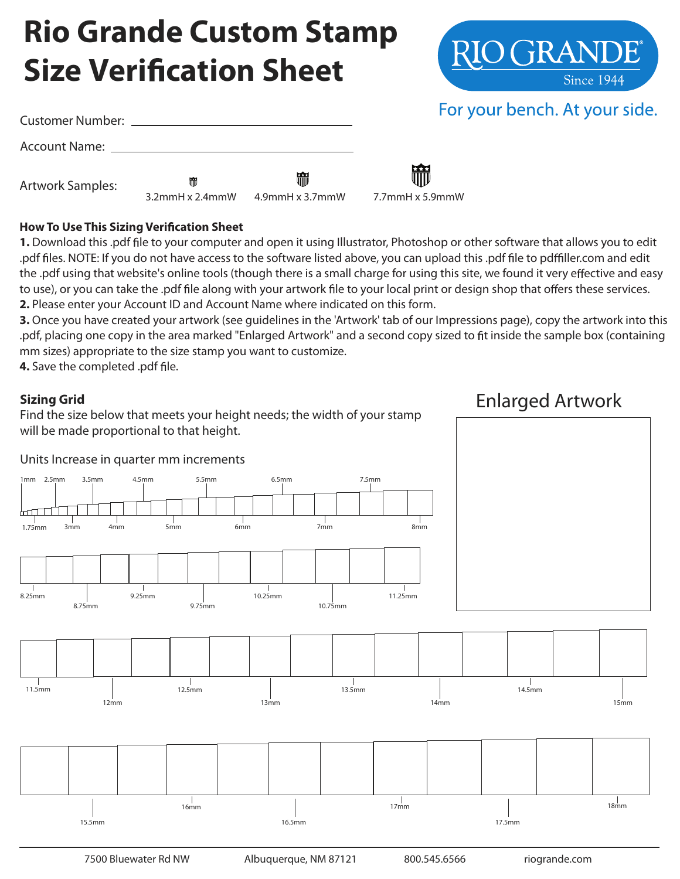# Rio Grande Custom Stamp Size Verification Sheet

RIO GRANDE Since 1944

For your bench. At your side.

Customer Number: ______________________________

Account Name: ______________________________

Artwork Samples: 3.2mmH x 2.4mmW 4.9mmH x 3.7mmW 7.7mmH x 5.9mmW

**How To Use This Sizing Verification Sheet**

**1.** Download this .pdf file to your computer and open it using Illustrator, Photoshop or other software that allows you to edit .pdf files. NOTE: If you do not have access to the software listed above, you can upload this .pdf file to pdffiller.com and edit the .pdf using that website's online tools (though there is a small charge for using this site, we found it very effective and easy to use), or you can take the .pdf file along with your artwork file to your local print or design shop that offers these services.

**2.** Please enter your Account ID and Account Name where indicated on this form.

**3.** Once you have created your artwork (see guidelines in the 'Artwork' tab of our Impressions page), copy the artwork into this .pdf, placing one copy in the area marked "Enlarged Artwork" and a second copy sized to fit inside the sample box (containing mm sizes) appropriate to the size stamp you want to customize.

**4.** Save the completed .pdf file.

**Sizing Grid**

Find the size below that meets your height needs; the width of your stamp will be made proportional to that height.

Units Increase in quarter mm increments

1mm 1.75mm 2.5mm 3mm 3.5mm 4mm 4.5mm 5mm 5.5mm 6mm 6.5mm 7mm 7.5mm 8mm

8.25mm 8.75mm 9.25mm 9.75mm 10.25mm 10.75mm 11.25mm

11.5mm 12mm 12.5mm 13mm 13.5mm 14mm 14.5mm 15mm

15.5mm 16mm 16.5mm 17mm 17.5mm 18mm

## Enlarged Artwork

7500 Bluewater Rd NW Albuquerque, NM 87121 800.545.6566 riogrande.com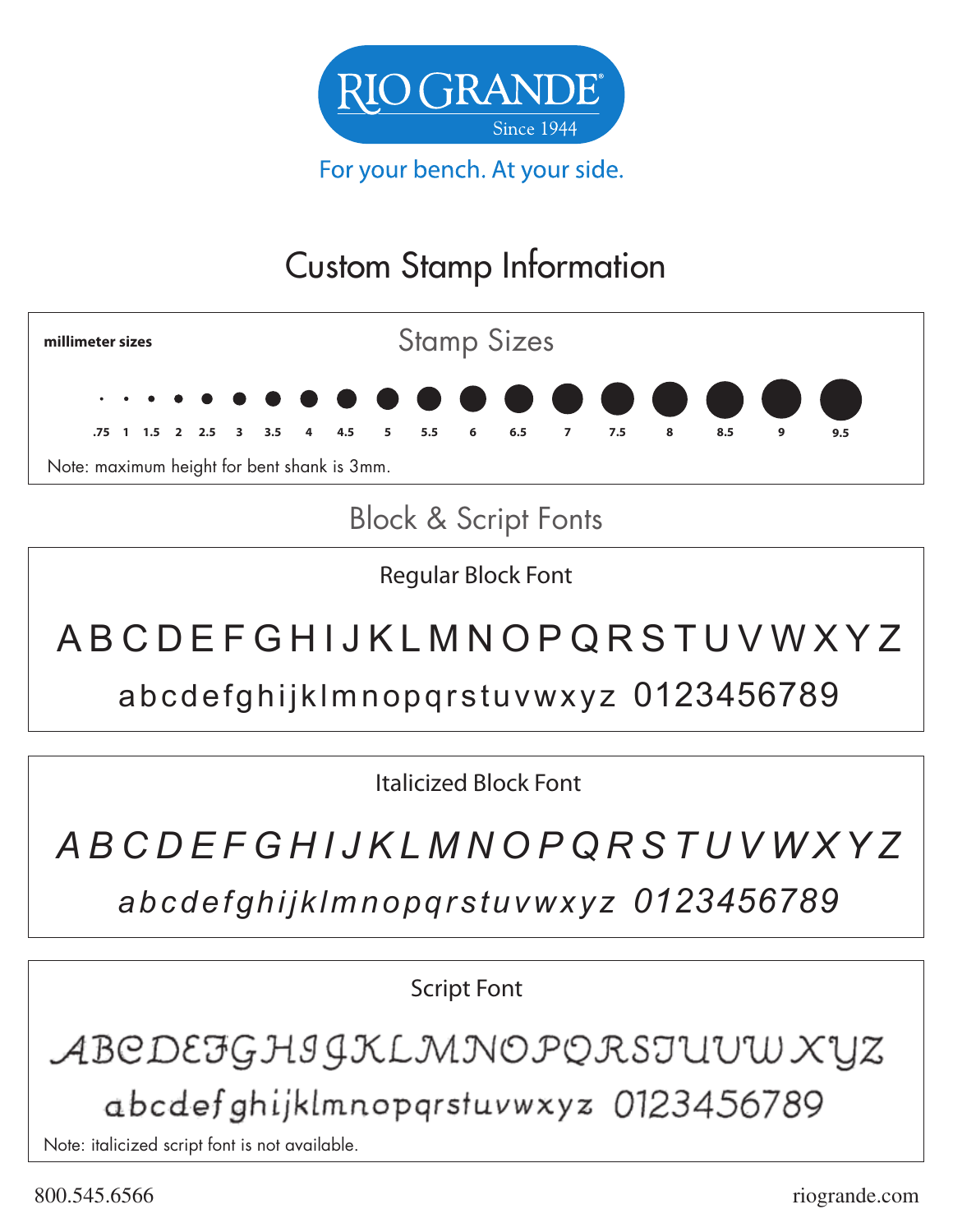RIO GRANDE

Since 1944

For your bench. At your side.

# Custom Stamp Information

## Stamp Sizes

**millimeter sizes**

.75 1 1.5 2 2.5 3 3.5 4 4.5 5 5.5 6 6.5 7 7.5 8 8.5 9 9.5

Note: maximum height for bent shank is 3mm.

## Block & Script Fonts

### Regular Block Font

A B C D E F G H I J K L M N O P Q R S T U V W X Y Z

a b c d e f g h i j k l m n o p q r s t u v w x y z 0 1 2 3 4 5 6 7 8 9

### Italicized Block Font

*A B C D E F G H I J K L M N O P Q R S T U V W X Y Z*

*a b c d e f g h i j k l m n o p q r s t u v w x y z 0 1 2 3 4 5 6 7 8 9*

### Script Font

ABCDEFGHIJKLMNOPQRSTUVWXYZ

abcdefghijklmnopqrstuvwxyz 0123456789

Note: italicized script font is not available.

800.545.6566

riogrande.com